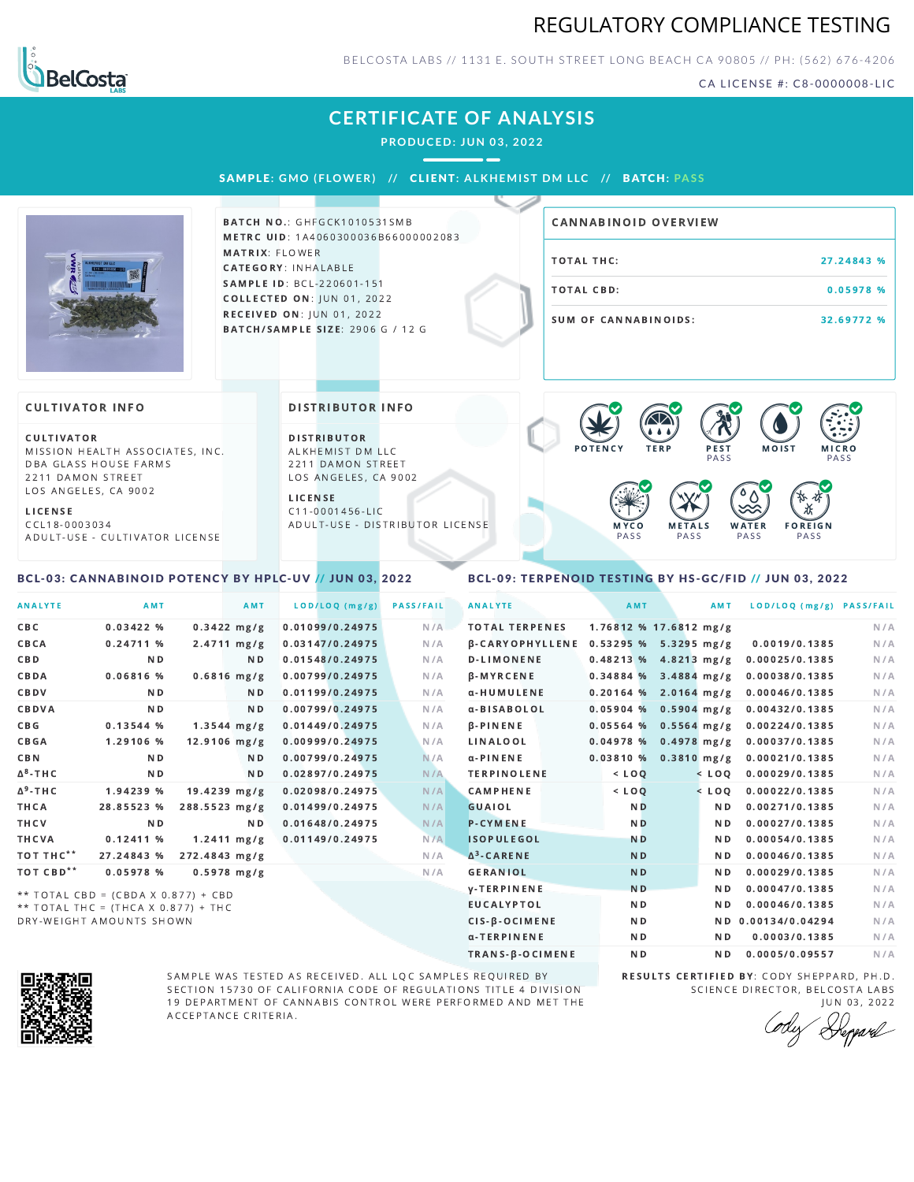# REGULATORY COMPLIANCE TESTING

BELCOSTA LABS // 1131 E. SOUTH STREET LONG BEACH CA 90805 // PH: (562) 676-4206

CA LICENSE #: C8-0000008-LIC

## CERTIFICATE OF ANALYSIS

**PRODUCED: JUN 03, 2022**

**SAMPLE: GMO (FLOWER) // CLIENT: ALKHEMIST DM LLC // BATCH: PASS**

**BATCH NO.**: GHFGCK1010531SMB
**METRC UID**: 1A4060300036B66000002083
**MATRIX**: FLOWER
**CATEGORY**: INHALABLE
**SAMPLE ID**: BCL-220601-151
**COLLECTED ON**: JUN 01, 2022
**RECEIVED ON**: JUN 01, 2022
**BATCH/SAMPLE SIZE**: 2906 G / 12 G

### CANNABINOID OVERVIEW

| | |
|---|---|
| TOTAL THC: | 27.24843 % |
| TOTAL CBD: | 0.05978 % |
| SUM OF CANNABINOIDS: | 32.69772 % |

### CULTIVATOR INFO

**CULTIVATOR**
MISSION HEALTH ASSOCIATES, INC.
DBA GLASS HOUSE FARMS
2211 DAMON STREET
LOS ANGELES, CA 9002

**LICENSE**
CCL18-0003034
ADULT-USE - CULTIVATOR LICENSE

### DISTRIBUTOR INFO

**DISTRIBUTOR**
ALKHEMIST DM LLC
2211 DAMON STREET
LOS ANGELES, CA 9002

**LICENSE**
C11-0001456-LIC
ADULT-USE - DISTRIBUTOR LICENSE

POTENCY | TERP | PEST PASS | MOIST | MICRO PASS | MYCO PASS | METALS PASS | WATER PASS | FOREIGN PASS

### BCL-03: CANNABINOID POTENCY BY HPLC-UV // JUN 03, 2022

| ANALYTE | AMT | AMT | LOD/LOQ (mg/g) | PASS/FAIL |
|---|---|---|---|---|
| CBC | 0.03422 % | 0.3422 mg/g | 0.01099/0.24975 | N/A |
| CBCA | 0.24711 % | 2.4711 mg/g | 0.03147/0.24975 | N/A |
| CBD | ND | ND | 0.01548/0.24975 | N/A |
| CBDA | 0.06816 % | 0.6816 mg/g | 0.00799/0.24975 | N/A |
| CBDV | ND | ND | 0.01199/0.24975 | N/A |
| CBDVA | ND | ND | 0.00799/0.24975 | N/A |
| CBG | 0.13544 % | 1.3544 mg/g | 0.01449/0.24975 | N/A |
| CBGA | 1.29106 % | 12.9106 mg/g | 0.00999/0.24975 | N/A |
| CBN | ND | ND | 0.00799/0.24975 | N/A |
| $\Delta^8$-THC | ND | ND | 0.02897/0.24975 | N/A |
| $\Delta^9$-THC | 1.94239 % | 19.4239 mg/g | 0.02098/0.24975 | N/A |
| THCA | 28.85523 % | 288.5523 mg/g | 0.01499/0.24975 | N/A |
| THCV | ND | ND | 0.01648/0.24975 | N/A |
| THCVA | 0.12411 % | 1.2411 mg/g | 0.01149/0.24975 | N/A |
| TOT THC** | 27.24843 % | 272.4843 mg/g | | N/A |
| TOT CBD** | 0.05978 % | 0.5978 mg/g | | N/A |

** TOTAL CBD = (CBDA X 0.877) + CBD
** TOTAL THC = (THCA X 0.877) + THC
DRY-WEIGHT AMOUNTS SHOWN

### BCL-09: TERPENOID TESTING BY HS-GC/FID // JUN 03, 2022

| ANALYTE | AMT | AMT | LOD/LOQ (mg/g) | PASS/FAIL |
|---|---|---|---|---|
| TOTAL TERPENES | 1.76812 % | 17.6812 mg/g | | N/A |
| β-CARYOPHYLLENE | 0.53295 % | 5.3295 mg/g | 0.0019/0.1385 | N/A |
| D-LIMONENE | 0.48213 % | 4.8213 mg/g | 0.00025/0.1385 | N/A |
| β-MYRCENE | 0.34884 % | 3.4884 mg/g | 0.00038/0.1385 | N/A |
| α-HUMULENE | 0.20164 % | 2.0164 mg/g | 0.00046/0.1385 | N/A |
| α-BISABOLOL | 0.05904 % | 0.5904 mg/g | 0.00432/0.1385 | N/A |
| β-PINENE | 0.05564 % | 0.5564 mg/g | 0.00224/0.1385 | N/A |
| LINALOOL | 0.04978 % | 0.4978 mg/g | 0.00037/0.1385 | N/A |
| α-PINENE | 0.03810 % | 0.3810 mg/g | 0.00021/0.1385 | N/A |
| TERPINOLENE | < LOQ | < LOQ | 0.00029/0.1385 | N/A |
| CAMPHENE | < LOQ | < LOQ | 0.00022/0.1385 | N/A |
| GUAIOL | ND | ND | 0.00271/0.1385 | N/A |
| P-CYMENE | ND | ND | 0.00027/0.1385 | N/A |
| ISOPULEGOL | ND | ND | 0.00054/0.1385 | N/A |
| $\Delta^3$-CARENE | ND | ND | 0.00046/0.1385 | N/A |
| GERANIOL | ND | ND | 0.00029/0.1385 | N/A |
| γ-TERPINENE | ND | ND | 0.00047/0.1385 | N/A |
| EUCALYPTOL | ND | ND | 0.00046/0.1385 | N/A |
| CIS-β-OCIMENE | ND | ND | 0.00134/0.04294 | N/A |
| α-TERPINENE | ND | ND | 0.0003/0.1385 | N/A |
| TRANS-β-OCIMENE | ND | ND | 0.0005/0.09557 | N/A |

SAMPLE WAS TESTED AS RECEIVED. ALL LQC SAMPLES REQUIRED BY SECTION 15730 OF CALIFORNIA CODE OF REGULATIONS TITLE 4 DIVISION 19 DEPARTMENT OF CANNABIS CONTROL WERE PERFORMED AND MET THE ACCEPTANCE CRITERIA.

**RESULTS CERTIFIED BY**: CODY SHEPPARD, PH.D.
SCIENCE DIRECTOR, BELCOSTA LABS
JUN 03, 2022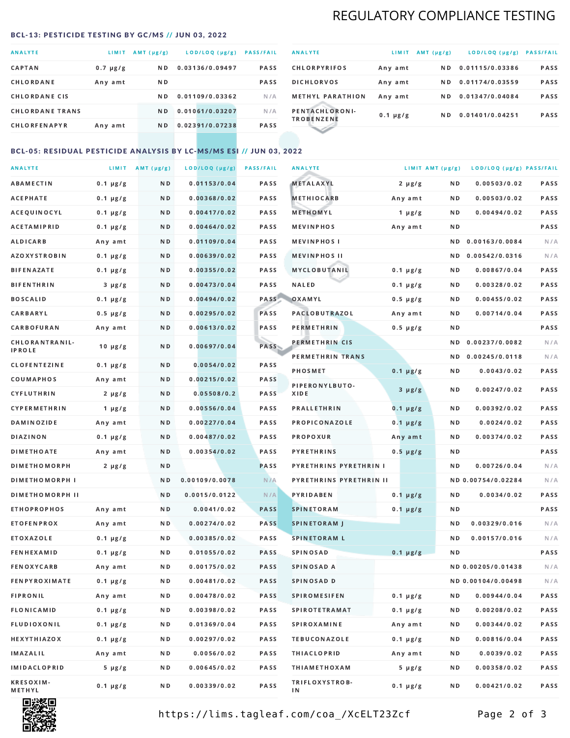# REGULATORY COMPLIANCE TESTING

## BCL-13: PESTICIDE TESTING BY GC/MS // JUN 03, 2022

| ANALYTE | LIMIT | AMT (μg/g) | LOD/LOQ (μg/g) | PASS/FAIL |
|---|---|---|---|---|
| CAPTAN | 0.7 μg/g | ND | 0.03136/0.09497 | PASS |
| CHLORDANE | Any amt | ND | | PASS |
| CHLORDANE CIS | | ND | 0.01109/0.03362 | N/A |
| CHLORDANE TRANS | | ND | 0.01061/0.03207 | N/A |
| CHLORFENAPYR | Any amt | ND | 0.02391/0.07238 | PASS |
| CHLORPYRIFOS | Any amt | ND | 0.01115/0.03386 | PASS |
| DICHLORVOS | Any amt | ND | 0.01174/0.03559 | PASS |
| METHYL PARATHION | Any amt | ND | 0.01347/0.04084 | PASS |
| PENTACHLORONITROBENZENE | 0.1 μg/g | ND | 0.01401/0.04251 | PASS |

## BCL-05: RESIDUAL PESTICIDE ANALYSIS BY LC-MS/MS ESI // JUN 03, 2022

| ANALYTE | LIMIT | AMT (μg/g) | LOD/LOQ (μg/g) | PASS/FAIL |
|---|---|---|---|---|
| ABAMECTIN | 0.1 μg/g | ND | 0.01153/0.04 | PASS |
| ACEPHATE | 0.1 μg/g | ND | 0.00368/0.02 | PASS |
| ACEQUINOCYL | 0.1 μg/g | ND | 0.00417/0.02 | PASS |
| ACETAMIPRID | 0.1 μg/g | ND | 0.00464/0.02 | PASS |
| ALDICARB | Any amt | ND | 0.01109/0.04 | PASS |
| AZOXYSTROBIN | 0.1 μg/g | ND | 0.00639/0.02 | PASS |
| BIFENAZATE | 0.1 μg/g | ND | 0.00355/0.02 | PASS |
| BIFENTHRIN | 3 μg/g | ND | 0.00473/0.04 | PASS |
| BOSCALID | 0.1 μg/g | ND | 0.00494/0.02 | PASS |
| CARBARYL | 0.5 μg/g | ND | 0.00295/0.02 | PASS |
| CARBOFURAN | Any amt | ND | 0.00613/0.02 | PASS |
| CHLORANTRANILIPROLE | 10 μg/g | ND | 0.00697/0.04 | PASS |
| CLOFENTEZINE | 0.1 μg/g | ND | 0.0054/0.02 | PASS |
| COUMAPHOS | Any amt | ND | 0.00215/0.02 | PASS |
| CYFLUTHRIN | 2 μg/g | ND | 0.05508/0.2 | PASS |
| CYPERMETHRIN | 1 μg/g | ND | 0.00556/0.04 | PASS |
| DAMINOZIDE | Any amt | ND | 0.00227/0.04 | PASS |
| DIAZINON | 0.1 μg/g | ND | 0.00487/0.02 | PASS |
| DIMETHOATE | Any amt | ND | 0.00354/0.02 | PASS |
| DIMETHOMORPH | 2 μg/g | ND | | PASS |
| DIMETHOMORPH I | | ND | 0.00109/0.0078 | N/A |
| DIMETHOMORPH II | | ND | 0.0015/0.0122 | N/A |
| ETHOPROPHOS | Any amt | ND | 0.0041/0.02 | PASS |
| ETOFENPROX | Any amt | ND | 0.00274/0.02 | PASS |
| ETOXAZOLE | 0.1 μg/g | ND | 0.00385/0.02 | PASS |
| FENHEXAMID | 0.1 μg/g | ND | 0.01055/0.02 | PASS |
| FENOXYCARB | Any amt | ND | 0.00175/0.02 | PASS |
| FENPYROXIMATE | 0.1 μg/g | ND | 0.00481/0.02 | PASS |
| FIPRONIL | Any amt | ND | 0.00478/0.02 | PASS |
| FLONICAMID | 0.1 μg/g | ND | 0.00398/0.02 | PASS |
| FLUDIOXONIL | 0.1 μg/g | ND | 0.01369/0.04 | PASS |
| HEXYTHIAZOX | 0.1 μg/g | ND | 0.00297/0.02 | PASS |
| IMAZALIL | Any amt | ND | 0.0056/0.02 | PASS |
| IMIDACLOPRID | 5 μg/g | ND | 0.00645/0.02 | PASS |
| KRESOXIM-METHYL | 0.1 μg/g | ND | 0.00339/0.02 | PASS |
| METALAXYL | 2 μg/g | ND | 0.00503/0.02 | PASS |
| METHIOCARB | Any amt | ND | 0.00503/0.02 | PASS |
| METHOMYL | 1 μg/g | ND | 0.00494/0.02 | PASS |
| MEVINPHOS | Any amt | ND | | PASS |
| MEVINPHOS I | | ND | 0.00163/0.0084 | N/A |
| MEVINPHOS II | | ND | 0.00542/0.0316 | N/A |
| MYCLOBUTANIL | 0.1 μg/g | ND | 0.00867/0.04 | PASS |
| NALED | 0.1 μg/g | ND | 0.00328/0.02 | PASS |
| OXAMYL | 0.5 μg/g | ND | 0.00455/0.02 | PASS |
| PACLOBUTRAZOL | Any amt | ND | 0.00714/0.04 | PASS |
| PERMETHRIN | 0.5 μg/g | ND | | PASS |
| PERMETHRIN CIS | | ND | 0.00237/0.0082 | N/A |
| PERMETHRIN TRANS | | ND | 0.00245/0.0118 | N/A |
| PHOSMET | 0.1 μg/g | ND | 0.0043/0.02 | PASS |
| PIPERONYLBUTOXIDE | 3 μg/g | ND | 0.00247/0.02 | PASS |
| PRALLETHRIN | 0.1 μg/g | ND | 0.00392/0.02 | PASS |
| PROPICONAZOLE | 0.1 μg/g | ND | 0.0024/0.02 | PASS |
| PROPOXUR | Any amt | ND | 0.00374/0.02 | PASS |
| PYRETHRINS | 0.5 μg/g | ND | | PASS |
| PYRETHRINS PYRETHRIN I | | ND | 0.00726/0.04 | N/A |
| PYRETHRINS PYRETHRIN II | | ND | 0.00754/0.02284 | N/A |
| PYRIDABEN | 0.1 μg/g | ND | 0.0034/0.02 | PASS |
| SPINETORAM | 0.1 μg/g | ND | | PASS |
| SPINETORAM J | | ND | 0.00329/0.016 | N/A |
| SPINETORAM L | | ND | 0.00157/0.016 | N/A |
| SPINOSAD | 0.1 μg/g | ND | | PASS |
| SPINOSAD A | | ND | 0.00205/0.01438 | N/A |
| SPINOSAD D | | ND | 0.00104/0.00498 | N/A |
| SPIROMESIFEN | 0.1 μg/g | ND | 0.00944/0.04 | PASS |
| SPIROTETRAMAT | 0.1 μg/g | ND | 0.00208/0.02 | PASS |
| SPIROXAMINE | Any amt | ND | 0.00344/0.02 | PASS |
| TEBUCONAZOLE | 0.1 μg/g | ND | 0.00816/0.04 | PASS |
| THIACLOPRID | Any amt | ND | 0.0039/0.02 | PASS |
| THIAMETHOXAM | 5 μg/g | ND | 0.00358/0.02 | PASS |
| TRIFLOXYSTROBIN | 0.1 μg/g | ND | 0.00421/0.02 | PASS |

https://lims.tagleaf.com/coa_/XcELT23Zcf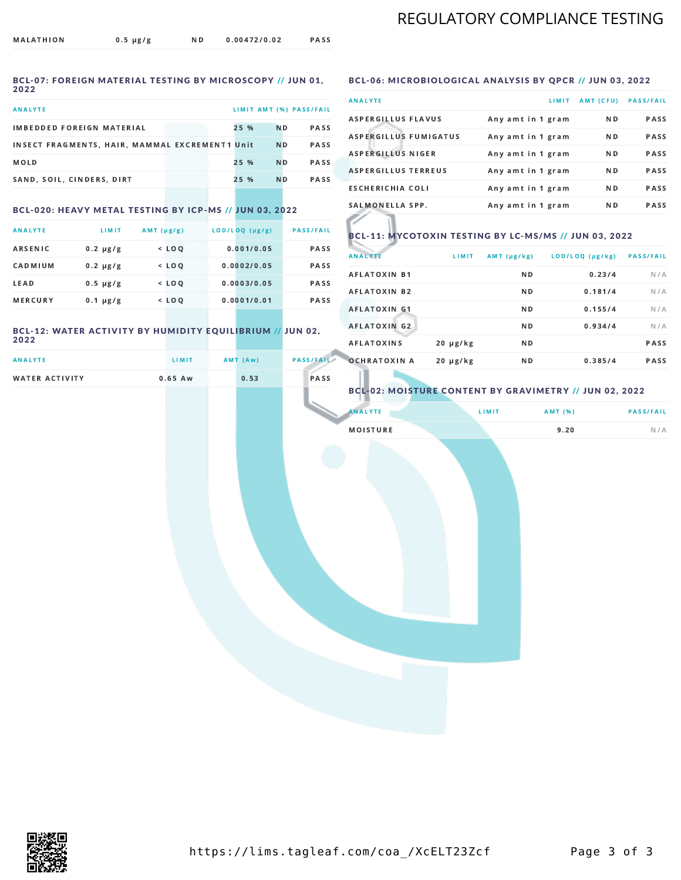| | | | | |
|---|---|---|---|---|
| MALATHION | 0.5 µg/g | ND | 0.00472/0.02 | PASS |

## BCL-07: FOREIGN MATERIAL TESTING BY MICROSCOPY // JUN 01, 2022

| ANALYTE | LIMIT | AMT (%) | PASS/FAIL |
|---|---|---|---|
| IMBEDDED FOREIGN MATERIAL | 25 % | ND | PASS |
| INSECT FRAGMENTS, HAIR, MAMMAL EXCREMENT | 1 Unit | ND | PASS |
| MOLD | 25 % | ND | PASS |
| SAND, SOIL, CINDERS, DIRT | 25 % | ND | PASS |

## BCL-020: HEAVY METAL TESTING BY ICP-MS // JUN 03, 2022

| ANALYTE | LIMIT | AMT (µg/g) | LOD/LOQ (µg/g) | PASS/FAIL |
|---|---|---|---|---|
| ARSENIC | 0.2 µg/g | < LOQ | 0.001/0.05 | PASS |
| CADMIUM | 0.2 µg/g | < LOQ | 0.0002/0.05 | PASS |
| LEAD | 0.5 µg/g | < LOQ | 0.0003/0.05 | PASS |
| MERCURY | 0.1 µg/g | < LOQ | 0.0001/0.01 | PASS |

## BCL-12: WATER ACTIVITY BY HUMIDITY EQUILIBRIUM // JUN 02, 2022

| ANALYTE | LIMIT | AMT (Aw) | PASS/FAIL |
|---|---|---|---|
| WATER ACTIVITY | 0.65 Aw | 0.53 | PASS |

## BCL-06: MICROBIOLOGICAL ANALYSIS BY QPCR // JUN 03, 2022

| ANALYTE | LIMIT | AMT (CFU) | PASS/FAIL |
|---|---|---|---|
| ASPERGILLUS FLAVUS | Any amt in 1 gram | ND | PASS |
| ASPERGILLUS FUMIGATUS | Any amt in 1 gram | ND | PASS |
| ASPERGILLUS NIGER | Any amt in 1 gram | ND | PASS |
| ASPERGILLUS TERREUS | Any amt in 1 gram | ND | PASS |
| ESCHERICHIA COLI | Any amt in 1 gram | ND | PASS |
| SALMONELLA SPP. | Any amt in 1 gram | ND | PASS |

## BCL-11: MYCOTOXIN TESTING BY LC-MS/MS // JUN 03, 2022

| ANALYTE | LIMIT | AMT (µg/kg) | LOD/LOQ (µg/kg) | PASS/FAIL |
|---|---|---|---|---|
| AFLATOXIN B1 | | ND | 0.23/4 | N/A |
| AFLATOXIN B2 | | ND | 0.181/4 | N/A |
| AFLATOXIN G1 | | ND | 0.155/4 | N/A |
| AFLATOXIN G2 | | ND | 0.934/4 | N/A |
| AFLATOXINS | 20 µg/kg | ND | | PASS |
| OCHRATOXIN A | 20 µg/kg | ND | 0.385/4 | PASS |

## BCL-02: MOISTURE CONTENT BY GRAVIMETRY // JUN 02, 2022

| ANALYTE | LIMIT | AMT (%) | PASS/FAIL |
|---|---|---|---|
| MOISTURE | | 9.20 | N/A |

https://lims.tagleaf.com/coa_/XcELT23Zcf